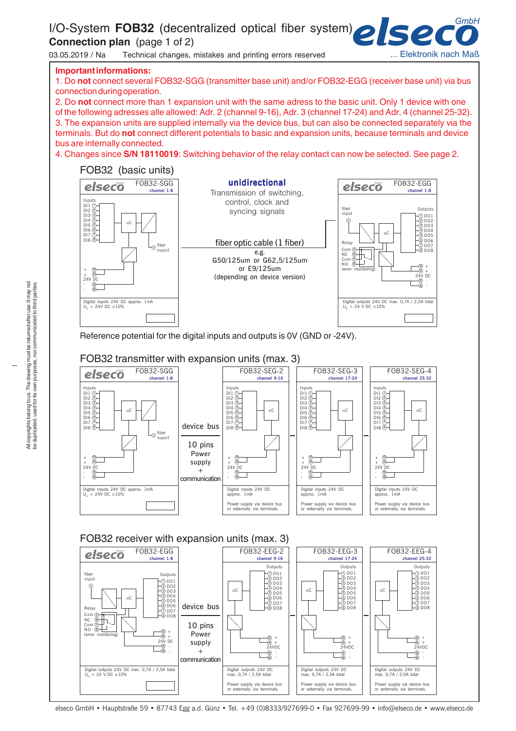# I/O-System **FOB32** (decentralized optical fiber system)

**Connection plan** (page 1 of 2)

03.05.2019 / Na Technical changes, mistakes and printing errors reserved

elseco GmbH ... Elektronik nach Maß

**Important informations:**

1. Do **not** connect several FOB32-SGG (transmitter base unit) and/or FOB32-EGG (receiver base unit) via bus connection during operation.
2. Do **not** connect more than 1 expansion unit with the same adress to the basic unit. Only 1 device with one of the following adresses alle allowed: Adr. 2 (channel 9-16), Adr. 3 (channel 17-24) and Adr. 4 (channel 25-32).
3. The expansion units are supplied internally via the device bus, but can also be connected separately via the terminals. But do **not** connect different potentials to basic and expansion units, because terminals and device bus are internally connected.
4. Changes since **S/N 18110019**: Switching behavior of the relay contact can now be selected. See page 2.

## FOB32 (basic units)

**FOB32-SGG** (channel 1-8)
- Inputs: DI1 ①, DI2 ②, DI3 ③, DI4 ④, DI5 ⑤, DI6 ⑥, DI7 ⑦, DI8 ⑧
- uC
- fiber ouput
- 24V DC: + ⑬, + ⑭, - ⑮, - ⑯
- Digital inputs 24V DC approx. 1mA
- $U_H$ = 24V DC ±10%

**unidirectional**
Transmission of switching, control, clock and syncing signals

fiber optic cable (1 fiber)
e.g.
G50/125um or G62,5/125um
or E9/125um
(depending on device version)

**FOB32-EGG** (channel 1-8)
- fiber input
- uC
- Outputs: ① DO1, ② DO2, ③ DO3, ④ DO4, ⑤ DO5, ⑥ DO6, ⑦ DO7, ⑧ DO8
- Relay: Com ⑨, NC ⑩, Com ⑪, NO ⑫ (error monitoring)
- 24V DC: ⑬ +, ⑭ +, ⑮ -, ⑯ -
- Digital outputs 24V DC max. 0,7A / 2,5A total
- $U_H$ = 24 V DC ±10%

Reference potential for the digital inputs and outputs is 0V (GND or -24V).

## FOB32 transmitter with expansion units (max. 3)

**FOB32-SGG** (channel 1-8)
- Inputs: DI1 ①, DI2 ②, DI3 ③, DI4 ④, DI5 ⑤, DI6 ⑥, DI7 ⑦, DI8 ⑧
- uC
- fiber ouput
- 24V DC: + ⑬, + ⑭, - ⑮, - ⑯
- Digital inputs 24V DC approx. 1mA
- $U_H$ = 24V DC ±10%

device bus
10 pins
Power supply
+
communication

**FOB32-SEG-2** (channel 9-16), **FOB32-SEG-3** (channel 17-24), **FOB32-SEG-4** (channel 25-32)
- Inputs: DI1 ①, DI2 ②, DI3 ③, DI4 ④, DI5 ⑤, DI6 ⑥, DI7 ⑦, DI8 ⑧
- uC
- 24V DC: + ⑬, + ⑭, - ⑮, - ⑯
- Digital inputs 24V DC approx. 1mA
- Power supply via device bus or externally via terminals.

## FOB32 receiver with expansion units (max. 3)

**FOB32-EGG** (channel 1-8)
- fiber input
- uC
- Outputs: ① DO1, ② DO2, ③ DO3, ④ DO4, ⑤ DO5, ⑥ DO6, ⑦ DO7, ⑧ DO8
- Relay: Com ⑨, NC ⑩, Com ⑪, NO ⑫ (error monitoring)
- 24V DC: ⑬ +, ⑭ +, ⑮ -, ⑯ -
- Digital outputs 24V DC max. 0,7A / 2,5A total
- $U_H$ = 24 V DC ±10%

device bus
10 pins
Power supply
+
communication

**FOB32-EEG-2** (channel 9-16), **FOB32-EEG-3** (channel 17-24), **FOB32-EEG-4** (channel 25-32)
- uC
- Outputs: ① DO1, ② DO2, ③ DO3, ④ DO4, ⑤ DO5, ⑥ DO6, ⑦ DO7, ⑧ DO8
- 24VDC: ⑬ +, ⑭ +, ⑮ -, ⑯ -
- Digital outputs 24V DC max. 0,7A / 2,5A total
- Power supply via device bus or externally via terminals.

All copyrights belong to us. The drawing must be returned after use. It may not be duplicated, used for its own purposes, nor communicated to third parties.

elseco GmbH • Hauptstraße 59 • 87743 Egg a.d. Günz • Tel. +49 (0)8333/927699-0 • Fax 927699-99 • info@elseco.de • www.elseco.de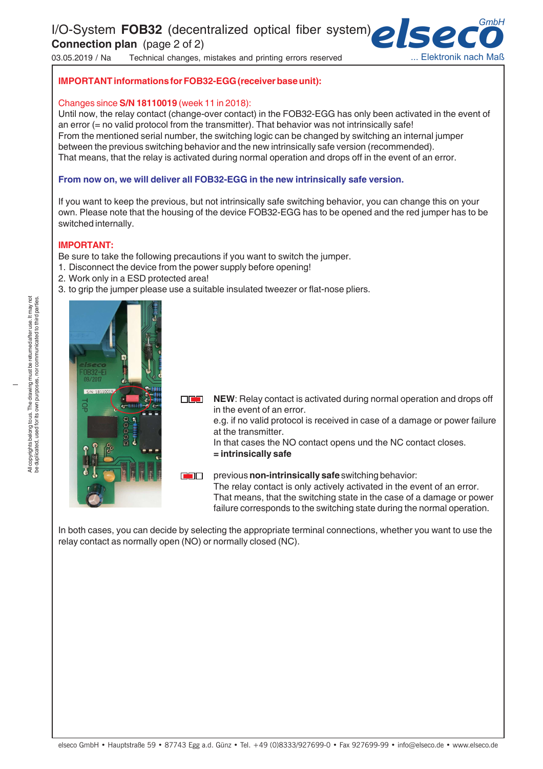**IMPORTANT informations for FOB32-EGG (receiver base unit):**

Changes since **S/N 18110019** (week 11 in 2018):
Until now, the relay contact (change-over contact) in the FOB32-EGG has only been activated in the event of an error (= no valid protocol from the transmitter). That behavior was not intrinsically safe!
From the mentioned serial number, the switching logic can be changed by switching an internal jumper between the previous switching behavior and the new intrinsically safe version (recommended).
That means, that the relay is activated during normal operation and drops off in the event of an error.

**From now on, we will deliver all FOB32-EGG in the new intrinsically safe version.**

If you want to keep the previous, but not intrinsically safe switching behavior, you can change this on your own. Please note that the housing of the device FOB32-EGG has to be opened and the red jumper has to be switched internally.

**IMPORTANT:**
Be sure to take the following precautions if you want to switch the jumper.
1. Disconnect the device from the power supply before opening!
2. Work only in a ESD protected area!
3. to grip the jumper please use a suitable insulated tweezer or flat-nose pliers.

**NEW**: Relay contact is activated during normal operation and drops off in the event of an error.
e.g. if no valid protocol is received in case of a damage or power failure at the transmitter.
In that cases the NO contact opens und the NC contact closes.
**= intrinsically safe**

previous **non-intrinsically safe** switching behavior:
The relay contact is only actively activated in the event of an error.
That means, that the switching state in the case of a damage or power failure corresponds to the switching state during the normal operation.

In both cases, you can decide by selecting the appropriate terminal connections, whether you want to use the relay contact as normally open (NO) or normally closed (NC).

All copyrights belong to us. The drawing must be returned after use. It may not be duplicated, used for its own purposes, nor communicated to third parties.

elseco GmbH • Hauptstraße 59 • 87743 Egg a.d. Günz • Tel. +49 (0)8333/927699-0 • Fax 927699-99 • info@elseco.de • www.elseco.de